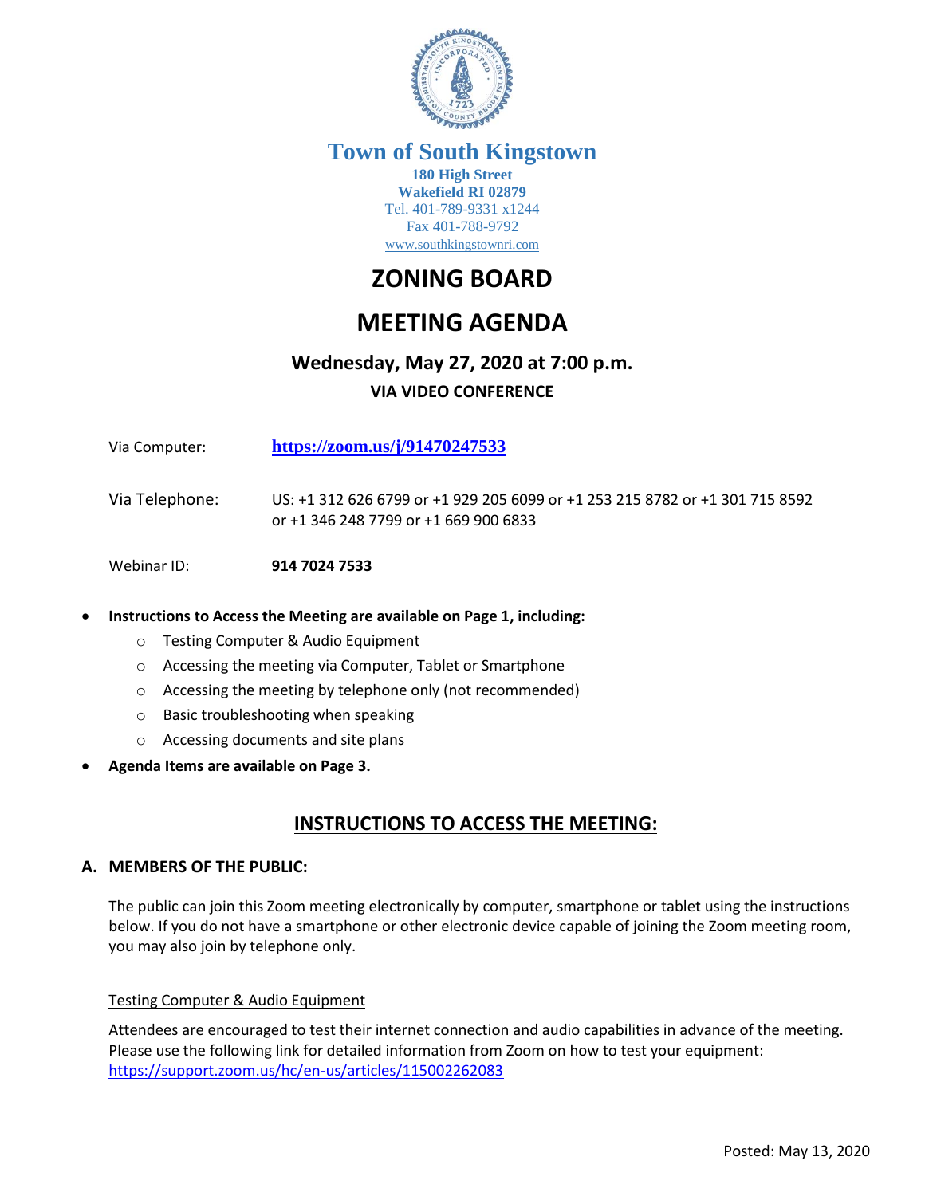# Town of South Kingstown

**180 High Street**
**Wakefield RI 02879**
Tel. 401-789-9331 x1244
Fax 401-788-9792
www.southkingstownri.com

# ZONING BOARD

# MEETING AGENDA

### Wednesday, May 27, 2020 at 7:00 p.m.

**VIA VIDEO CONFERENCE**

Via Computer: **https://zoom.us/j/91470247533**

Via Telephone: US: +1 312 626 6799 or +1 929 205 6099 or +1 253 215 8782 or +1 301 715 8592 or +1 346 248 7799 or +1 669 900 6833

Webinar ID: **914 7024 7533**

- **Instructions to Access the Meeting are available on Page 1, including:**
  - Testing Computer & Audio Equipment
  - Accessing the meeting via Computer, Tablet or Smartphone
  - Accessing the meeting by telephone only (not recommended)
  - Basic troubleshooting when speaking
  - Accessing documents and site plans
- **Agenda Items are available on Page 3.**

## INSTRUCTIONS TO ACCESS THE MEETING:

### A. MEMBERS OF THE PUBLIC:

The public can join this Zoom meeting electronically by computer, smartphone or tablet using the instructions below. If you do not have a smartphone or other electronic device capable of joining the Zoom meeting room, you may also join by telephone only.

Testing Computer & Audio Equipment

Attendees are encouraged to test their internet connection and audio capabilities in advance of the meeting. Please use the following link for detailed information from Zoom on how to test your equipment: https://support.zoom.us/hc/en-us/articles/115002262083

Posted: May 13, 2020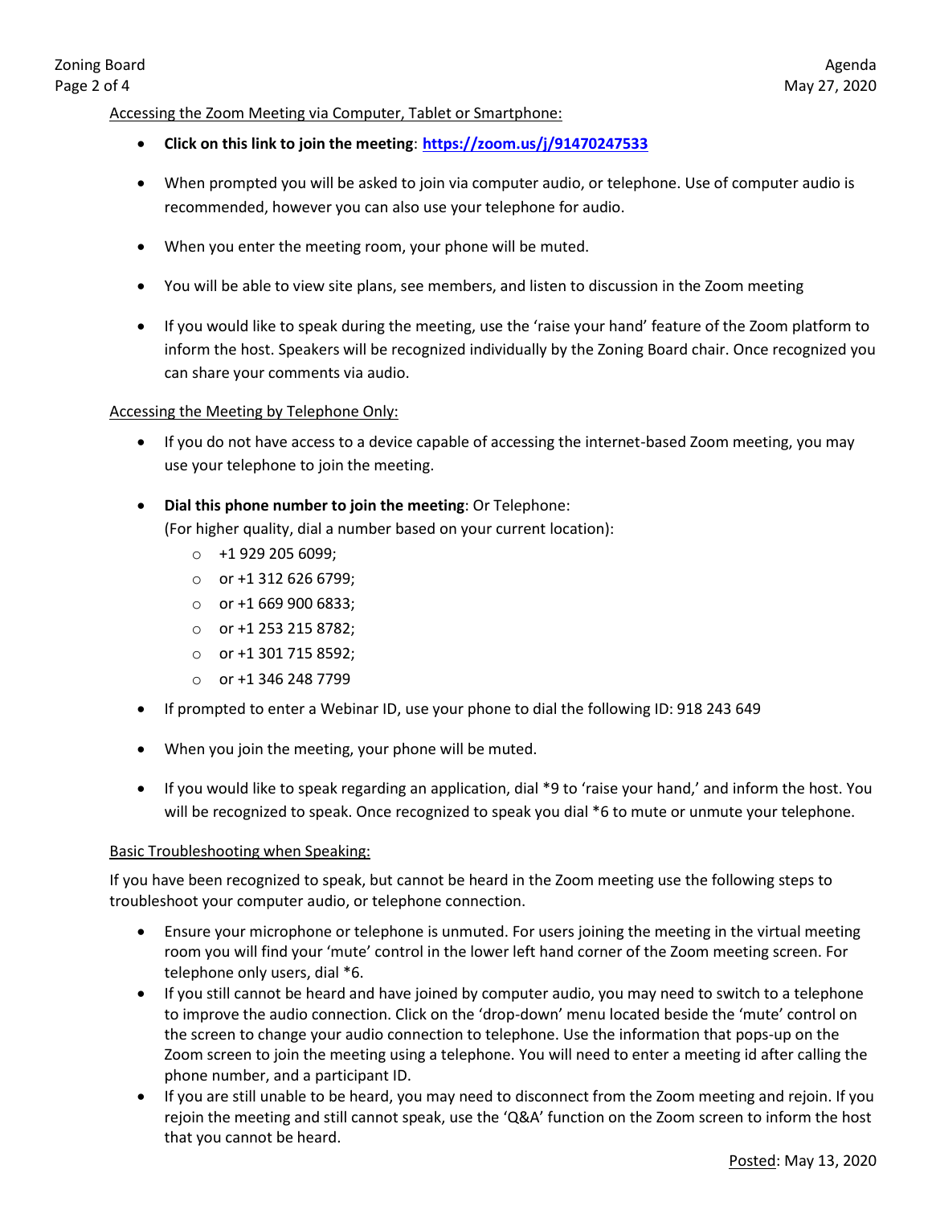Accessing the Zoom Meeting via Computer, Tablet or Smartphone:

- **Click on this link to join the meeting**: [https://zoom.us/j/91470247533](https://zoom.us/j/91470247533)
- When prompted you will be asked to join via computer audio, or telephone. Use of computer audio is recommended, however you can also use your telephone for audio.
- When you enter the meeting room, your phone will be muted.
- You will be able to view site plans, see members, and listen to discussion in the Zoom meeting
- If you would like to speak during the meeting, use the 'raise your hand' feature of the Zoom platform to inform the host. Speakers will be recognized individually by the Zoning Board chair. Once recognized you can share your comments via audio.

Accessing the Meeting by Telephone Only:

- If you do not have access to a device capable of accessing the internet-based Zoom meeting, you may use your telephone to join the meeting.
- **Dial this phone number to join the meeting**: Or Telephone:
  (For higher quality, dial a number based on your current location):
  - +1 929 205 6099;
  - or +1 312 626 6799;
  - or +1 669 900 6833;
  - or +1 253 215 8782;
  - or +1 301 715 8592;
  - or +1 346 248 7799
- If prompted to enter a Webinar ID, use your phone to dial the following ID: 918 243 649
- When you join the meeting, your phone will be muted.
- If you would like to speak regarding an application, dial *9 to 'raise your hand,' and inform the host. You will be recognized to speak. Once recognized to speak you dial *6 to mute or unmute your telephone.

Basic Troubleshooting when Speaking:

If you have been recognized to speak, but cannot be heard in the Zoom meeting use the following steps to troubleshoot your computer audio, or telephone connection.

- Ensure your microphone or telephone is unmuted. For users joining the meeting in the virtual meeting room you will find your 'mute' control in the lower left hand corner of the Zoom meeting screen. For telephone only users, dial *6.
- If you still cannot be heard and have joined by computer audio, you may need to switch to a telephone to improve the audio connection. Click on the 'drop-down' menu located beside the 'mute' control on the screen to change your audio connection to telephone. Use the information that pops-up on the Zoom screen to join the meeting using a telephone. You will need to enter a meeting id after calling the phone number, and a participant ID.
- If you are still unable to be heard, you may need to disconnect from the Zoom meeting and rejoin. If you rejoin the meeting and still cannot speak, use the 'Q&A' function on the Zoom screen to inform the host that you cannot be heard.

Posted: May 13, 2020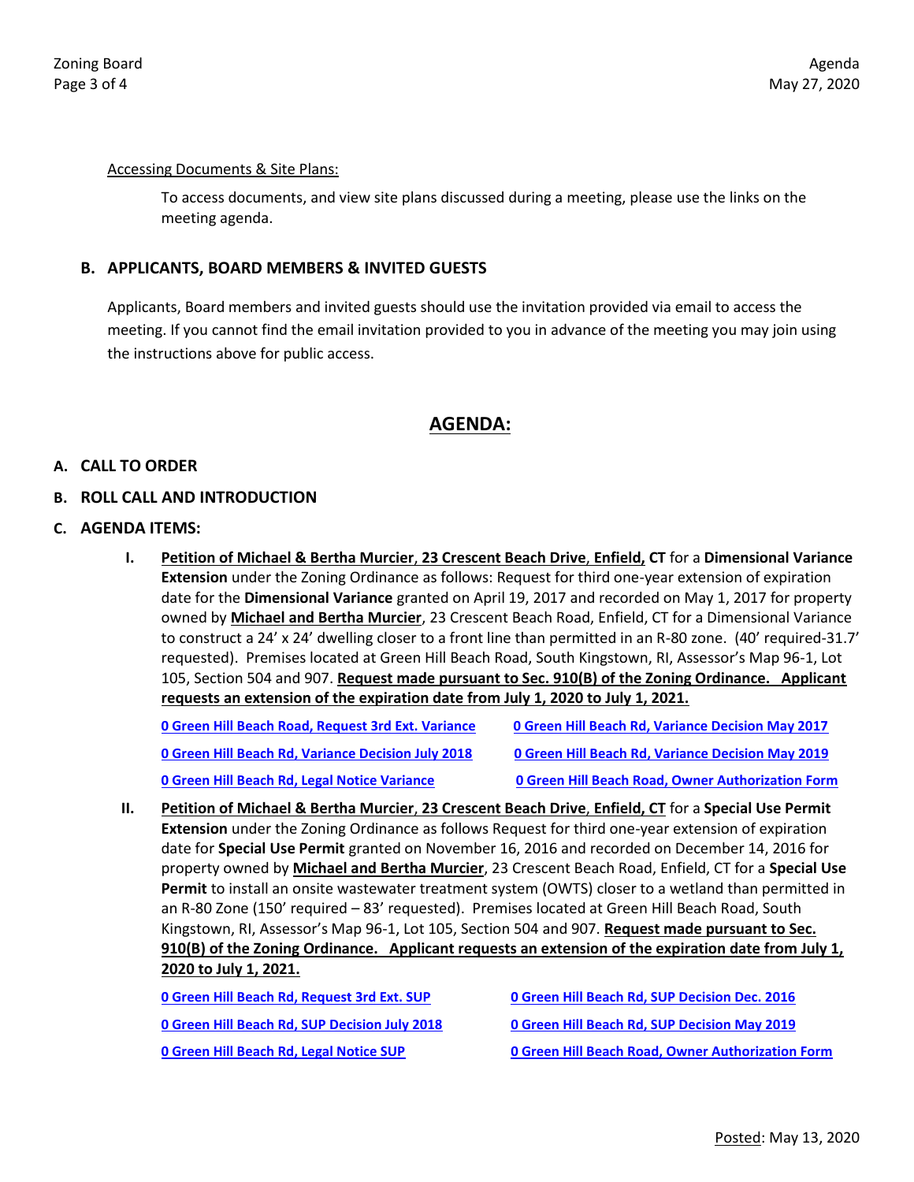Accessing Documents & Site Plans:

To access documents, and view site plans discussed during a meeting, please use the links on the meeting agenda.

### B. APPLICANTS, BOARD MEMBERS & INVITED GUESTS

Applicants, Board members and invited guests should use the invitation provided via email to access the meeting. If you cannot find the email invitation provided to you in advance of the meeting you may join using the instructions above for public access.

## AGENDA:

**A. CALL TO ORDER**

**B. ROLL CALL AND INTRODUCTION**

**C. AGENDA ITEMS:**

I. **Petition of Michael & Bertha Murcier**, **23 Crescent Beach Drive**, **Enfield, CT** for a **Dimensional Variance Extension** under the Zoning Ordinance as follows: Request for third one-year extension of expiration date for the **Dimensional Variance** granted on April 19, 2017 and recorded on May 1, 2017 for property owned by **Michael and Bertha Murcier**, 23 Crescent Beach Road, Enfield, CT for a Dimensional Variance to construct a 24' x 24' dwelling closer to a front line than permitted in an R-80 zone. (40' required-31.7' requested). Premises located at Green Hill Beach Road, South Kingstown, RI, Assessor's Map 96-1, Lot 105, Section 504 and 907. **Request made pursuant to Sec. 910(B) of the Zoning Ordinance. Applicant requests an extension of the expiration date from July 1, 2020 to July 1, 2021.**

**0 Green Hill Beach Road, Request 3rd Ext. Variance** | **0 Green Hill Beach Rd, Variance Decision May 2017**

**0 Green Hill Beach Rd, Variance Decision July 2018** | **0 Green Hill Beach Rd, Variance Decision May 2019**

**0 Green Hill Beach Rd, Legal Notice Variance** | **0 Green Hill Beach Road, Owner Authorization Form**

II. **Petition of Michael & Bertha Murcier**, **23 Crescent Beach Drive**, **Enfield, CT** for a **Special Use Permit Extension** under the Zoning Ordinance as follows Request for third one-year extension of expiration date for **Special Use Permit** granted on November 16, 2016 and recorded on December 14, 2016 for property owned by **Michael and Bertha Murcier**, 23 Crescent Beach Road, Enfield, CT for a **Special Use Permit** to install an onsite wastewater treatment system (OWTS) closer to a wetland than permitted in an R-80 Zone (150' required – 83' requested). Premises located at Green Hill Beach Road, South Kingstown, RI, Assessor's Map 96-1, Lot 105, Section 504 and 907. **Request made pursuant to Sec. 910(B) of the Zoning Ordinance. Applicant requests an extension of the expiration date from July 1, 2020 to July 1, 2021.**

**0 Green Hill Beach Rd, Request 3rd Ext. SUP** | **0 Green Hill Beach Rd, SUP Decision Dec. 2016**

**0 Green Hill Beach Rd, SUP Decision July 2018** | **0 Green Hill Beach Rd, SUP Decision May 2019**

**0 Green Hill Beach Rd, Legal Notice SUP** | **0 Green Hill Beach Road, Owner Authorization Form**

Posted: May 13, 2020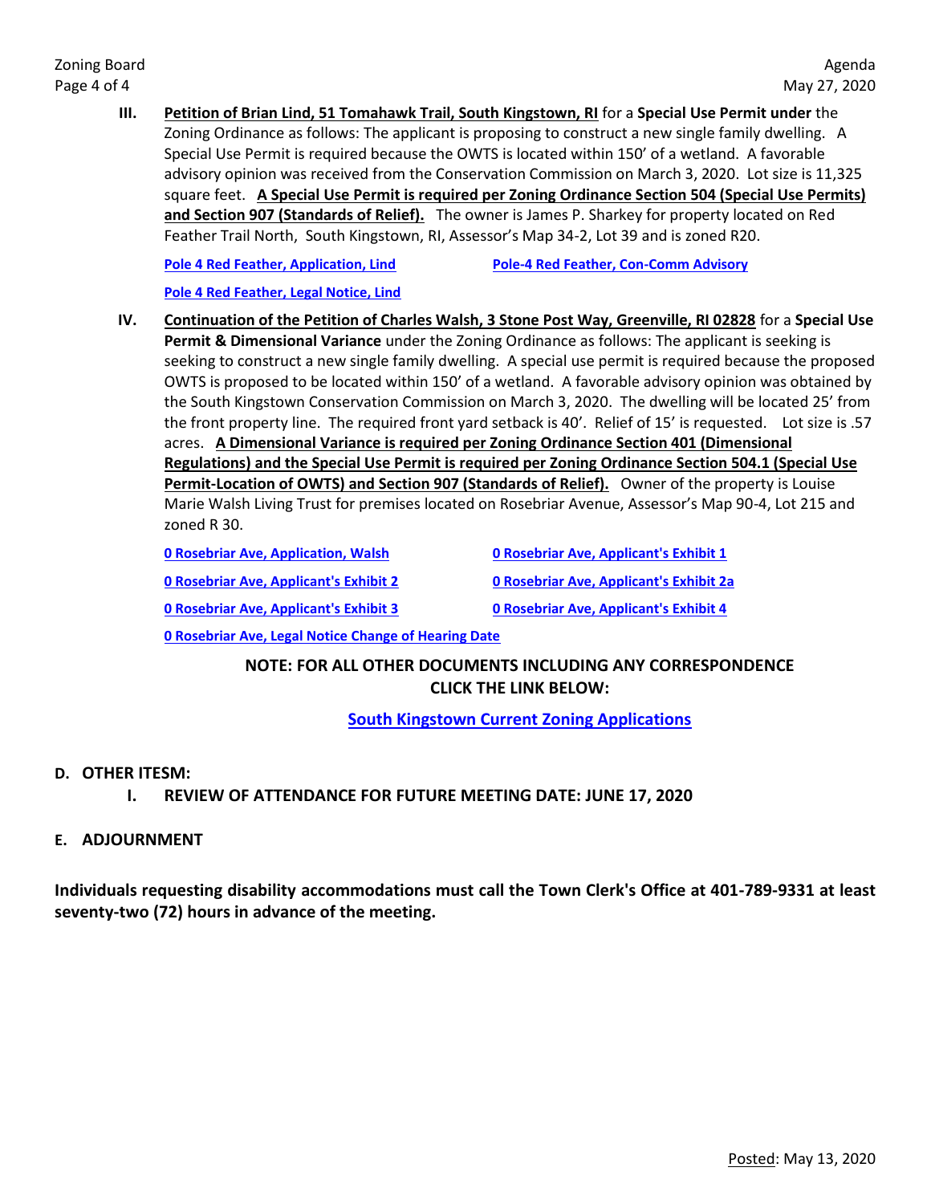III. **Petition of Brian Lind, 51 Tomahawk Trail, South Kingstown, RI** for a **Special Use Permit under** the Zoning Ordinance as follows: The applicant is proposing to construct a new single family dwelling. A Special Use Permit is required because the OWTS is located within 150' of a wetland. A favorable advisory opinion was received from the Conservation Commission on March 3, 2020. Lot size is 11,325 square feet. **A Special Use Permit is required per Zoning Ordinance Section 504 (Special Use Permits) and Section 907 (Standards of Relief).** The owner is James P. Sharkey for property located on Red Feather Trail North, South Kingstown, RI, Assessor's Map 34-2, Lot 39 and is zoned R20.

**Pole 4 Red Feather, Application, Lind**

**Pole-4 Red Feather, Con-Comm Advisory**

**Pole 4 Red Feather, Legal Notice, Lind**

IV. **Continuation of the Petition of Charles Walsh, 3 Stone Post Way, Greenville, RI 02828** for a **Special Use Permit & Dimensional Variance** under the Zoning Ordinance as follows: The applicant is seeking is seeking to construct a new single family dwelling. A special use permit is required because the proposed OWTS is proposed to be located within 150' of a wetland. A favorable advisory opinion was obtained by the South Kingstown Conservation Commission on March 3, 2020. The dwelling will be located 25' from the front property line. The required front yard setback is 40'. Relief of 15' is requested. Lot size is .57 acres. **A Dimensional Variance is required per Zoning Ordinance Section 401 (Dimensional Regulations) and the Special Use Permit is required per Zoning Ordinance Section 504.1 (Special Use Permit-Location of OWTS) and Section 907 (Standards of Relief).** Owner of the property is Louise Marie Walsh Living Trust for premises located on Rosebriar Avenue, Assessor's Map 90-4, Lot 215 and zoned R 30.

**0 Rosebriar Ave, Application, Walsh**

**0 Rosebriar Ave, Applicant's Exhibit 1**

**0 Rosebriar Ave, Applicant's Exhibit 2**

**0 Rosebriar Ave, Applicant's Exhibit 2a**

**0 Rosebriar Ave, Applicant's Exhibit 3**

**0 Rosebriar Ave, Applicant's Exhibit 4**

**0 Rosebriar Ave, Legal Notice Change of Hearing Date**

**NOTE: FOR ALL OTHER DOCUMENTS INCLUDING ANY CORRESPONDENCE CLICK THE LINK BELOW:**

**South Kingstown Current Zoning Applications**

## D. OTHER ITESM:

**I. REVIEW OF ATTENDANCE FOR FUTURE MEETING DATE: JUNE 17, 2020**

## E. ADJOURNMENT

**Individuals requesting disability accommodations must call the Town Clerk's Office at 401-789-9331 at least seventy-two (72) hours in advance of the meeting.**

Posted: May 13, 2020